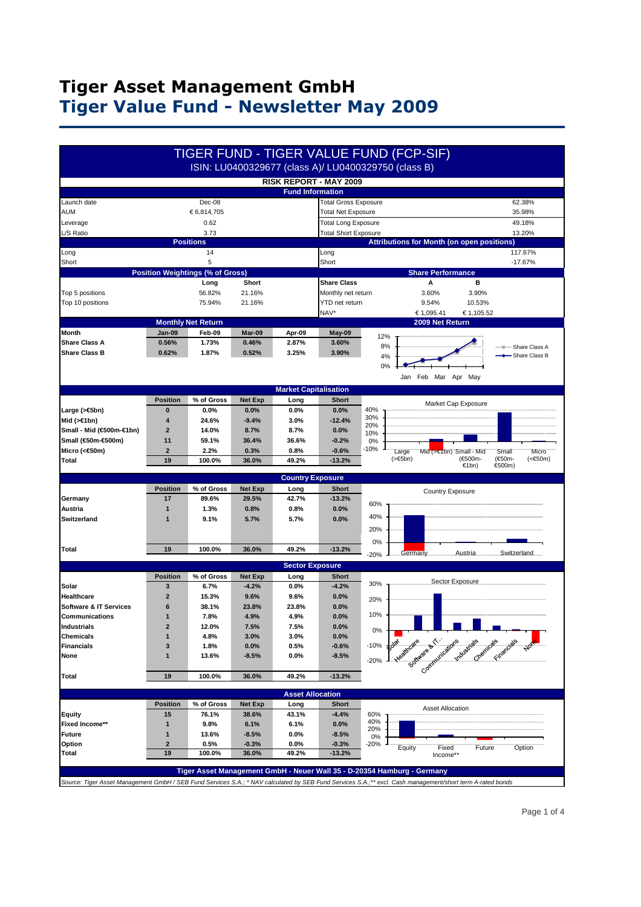# Tiger Asset Management GmbH
# Tiger Value Fund - Newsletter May 2009

## TIGER FUND - TIGER VALUE FUND (FCP-SIF)

ISIN: LU0400329677 (class A)/ LU0400329750 (class B)

### RISK REPORT - MAY 2009

#### Fund Information

| | | | |
|---|---|---|---|
| Launch date | Dec-08 | Total Gross Exposure | 62.38% |
| AUM | € 6,814,705 | Total Net Exposure | 35.98% |
| Leverage | 0.62 | Total Long Exposure | 49.18% |
| L/S Ratio | 3.73 | Total Short Exposure | 13.20% |

#### Positions / Attributions for Month (on open positions)

| Positions | | Attributions for Month (on open positions) | |
|---|---|---|---|
| Long | 14 | Long | 117.67% |
| Short | 5 | Short | -17.67% |

#### Position Weightings (% of Gross) / Share Performance

| | Long | Short | Share Class | A | B |
|---|---|---|---|---|---|
| Top 5 positions | 56.82% | 21.16% | Monthly net return | 3.60% | 3.90% |
| Top 10 positions | 75.94% | 21.16% | YTD net return | 9.54% | 10.53% |
| | | | NAV* | € 1,095.41 | € 1,105.52 |

#### Monthly Net Return

| Month | Jan-09 | Feb-09 | Mar-09 | Apr-09 | May-09 |
|---|---|---|---|---|---|
| Share Class A | 0.56% | 1.73% | 0.46% | 2.87% | 3.60% |
| Share Class B | 0.62% | 1.87% | 0.52% | 3.25% | 3.90% |

#### Market Capitalisation

| | Position | % of Gross | Net Exp | Long | Short |
|---|---|---|---|---|---|
| Large (>€5bn) | 0 | 0.0% | 0.0% | 0.0% | 0.0% |
| Mid (>€1bn) | 4 | 24.6% | -9.4% | 3.0% | -12.4% |
| Small - Mid (€500m-€1bn) | 2 | 14.0% | 8.7% | 8.7% | 0.0% |
| Small (€50m-€500m) | 11 | 59.1% | 36.4% | 36.6% | -0.2% |
| Micro (<€50m) | 2 | 2.2% | 0.3% | 0.8% | -0.6% |
| Total | 19 | 100.0% | 36.0% | 49.2% | -13.2% |

#### Country Exposure

| | Position | % of Gross | Net Exp | Long | Short |
|---|---|---|---|---|---|
| Germany | 17 | 89.6% | 29.5% | 42.7% | -13.2% |
| Austria | 1 | 1.3% | 0.8% | 0.8% | 0.0% |
| Switzerland | 1 | 9.1% | 5.7% | 5.7% | 0.0% |
| Total | 19 | 100.0% | 36.0% | 49.2% | -13.2% |

#### Sector Exposure

| | Position | % of Gross | Net Exp | Long | Short |
|---|---|---|---|---|---|
| Solar | 3 | 6.7% | -4.2% | 0.0% | -4.2% |
| Healthcare | 2 | 15.3% | 9.6% | 9.6% | 0.0% |
| Software & IT Services | 6 | 38.1% | 23.8% | 23.8% | 0.0% |
| Communications | 1 | 7.8% | 4.9% | 4.9% | 0.0% |
| Industrials | 2 | 12.0% | 7.5% | 7.5% | 0.0% |
| Chemicals | 1 | 4.8% | 3.0% | 3.0% | 0.0% |
| Financials | 3 | 1.8% | 0.0% | 0.5% | -0.6% |
| None | 1 | 13.6% | -8.5% | 0.0% | -8.5% |
| Total | 19 | 100.0% | 36.0% | 49.2% | -13.2% |

#### Asset Allocation

| | Position | % of Gross | Net Exp | Long | Short |
|---|---|---|---|---|---|
| Equity | 15 | 76.1% | 38.6% | 43.1% | -4.4% |
| Fixed Income** | 1 | 9.8% | 6.1% | 6.1% | 0.0% |
| Future | 1 | 13.6% | -8.5% | 0.0% | -8.5% |
| Option | 2 | 0.5% | -0.3% | 0.0% | -0.3% |
| Total | 19 | 100.0% | 36.0% | 49.2% | -13.2% |

**Tiger Asset Management GmbH - Neuer Wall 35 - D-20354 Hamburg - Germany**

*Source: Tiger Asset Management GmbH / SEB Fund Services S.A.; * NAV calculated by SEB Fund Services S.A.;** excl. Cash management/short term A-rated bonds*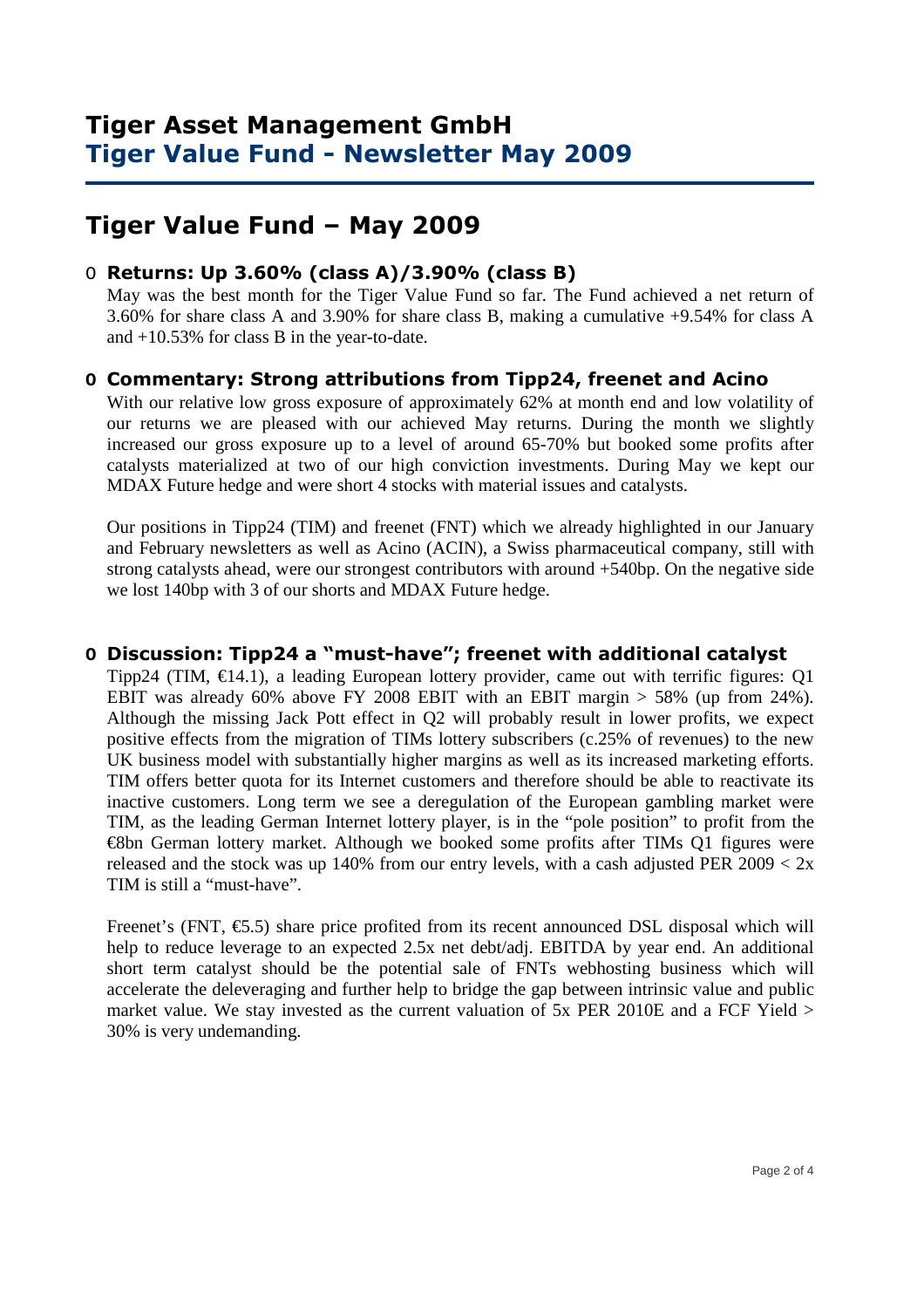# Tiger Asset Management GmbH
## Tiger Value Fund - Newsletter May 2009

## Tiger Value Fund – May 2009

- **Returns: Up 3.60% (class A)/3.90% (class B)**

  May was the best month for the Tiger Value Fund so far. The Fund achieved a net return of 3.60% for share class A and 3.90% for share class B, making a cumulative +9.54% for class A and +10.53% for class B in the year-to-date.

- **Commentary: Strong attributions from Tipp24, freenet and Acino**

  With our relative low gross exposure of approximately 62% at month end and low volatility of our returns we are pleased with our achieved May returns. During the month we slightly increased our gross exposure up to a level of around 65-70% but booked some profits after catalysts materialized at two of our high conviction investments. During May we kept our MDAX Future hedge and were short 4 stocks with material issues and catalysts.

  Our positions in Tipp24 (TIM) and freenet (FNT) which we already highlighted in our January and February newsletters as well as Acino (ACIN), a Swiss pharmaceutical company, still with strong catalysts ahead, were our strongest contributors with around +540bp. On the negative side we lost 140bp with 3 of our shorts and MDAX Future hedge.

- **Discussion: Tipp24 a "must-have"; freenet with additional catalyst**

  Tipp24 (TIM, €14.1), a leading European lottery provider, came out with terrific figures: Q1 EBIT was already 60% above FY 2008 EBIT with an EBIT margin > 58% (up from 24%). Although the missing Jack Pott effect in Q2 will probably result in lower profits, we expect positive effects from the migration of TIMs lottery subscribers (c.25% of revenues) to the new UK business model with substantially higher margins as well as its increased marketing efforts. TIM offers better quota for its Internet customers and therefore should be able to reactivate its inactive customers. Long term we see a deregulation of the European gambling market were TIM, as the leading German Internet lottery player, is in the "pole position" to profit from the €8bn German lottery market. Although we booked some profits after TIMs Q1 figures were released and the stock was up 140% from our entry levels, with a cash adjusted PER 2009 < 2x TIM is still a "must-have".

  Freenet's (FNT, €5.5) share price profited from its recent announced DSL disposal which will help to reduce leverage to an expected 2.5x net debt/adj. EBITDA by year end. An additional short term catalyst should be the potential sale of FNTs webhosting business which will accelerate the deleveraging and further help to bridge the gap between intrinsic value and public market value. We stay invested as the current valuation of 5x PER 2010E and a FCF Yield > 30% is very undemanding.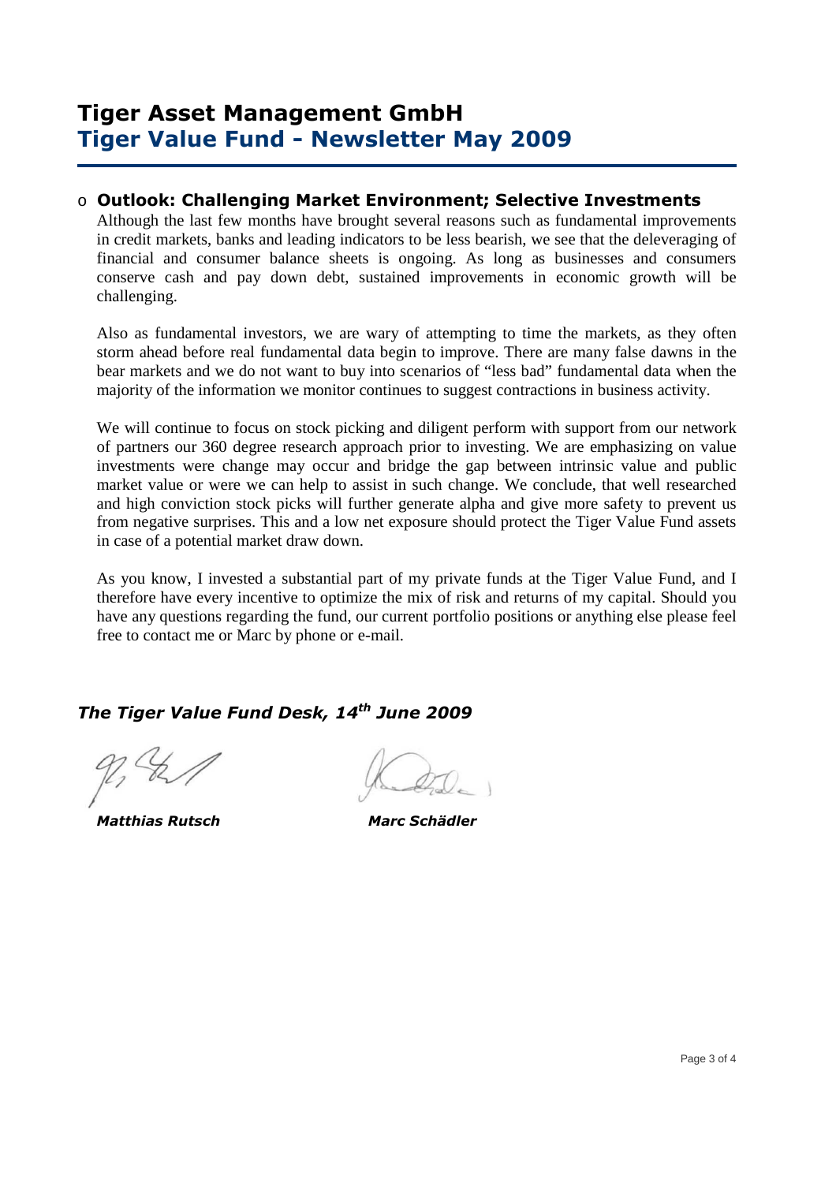# Tiger Asset Management GmbH
## Tiger Value Fund - Newsletter May 2009

- **Outlook: Challenging Market Environment; Selective Investments**

  Although the last few months have brought several reasons such as fundamental improvements in credit markets, banks and leading indicators to be less bearish, we see that the deleveraging of financial and consumer balance sheets is ongoing. As long as businesses and consumers conserve cash and pay down debt, sustained improvements in economic growth will be challenging.

  Also as fundamental investors, we are wary of attempting to time the markets, as they often storm ahead before real fundamental data begin to improve. There are many false dawns in the bear markets and we do not want to buy into scenarios of "less bad" fundamental data when the majority of the information we monitor continues to suggest contractions in business activity.

  We will continue to focus on stock picking and diligent perform with support from our network of partners our 360 degree research approach prior to investing. We are emphasizing on value investments were change may occur and bridge the gap between intrinsic value and public market value or were we can help to assist in such change. We conclude, that well researched and high conviction stock picks will further generate alpha and give more safety to prevent us from negative surprises. This and a low net exposure should protect the Tiger Value Fund assets in case of a potential market draw down.

  As you know, I invested a substantial part of my private funds at the Tiger Value Fund, and I therefore have every incentive to optimize the mix of risk and returns of my capital. Should you have any questions regarding the fund, our current portfolio positions or anything else please feel free to contact me or Marc by phone or e-mail.

***The Tiger Value Fund Desk, 14th June 2009***

***Matthias Rutsch*** ***Marc Schädler***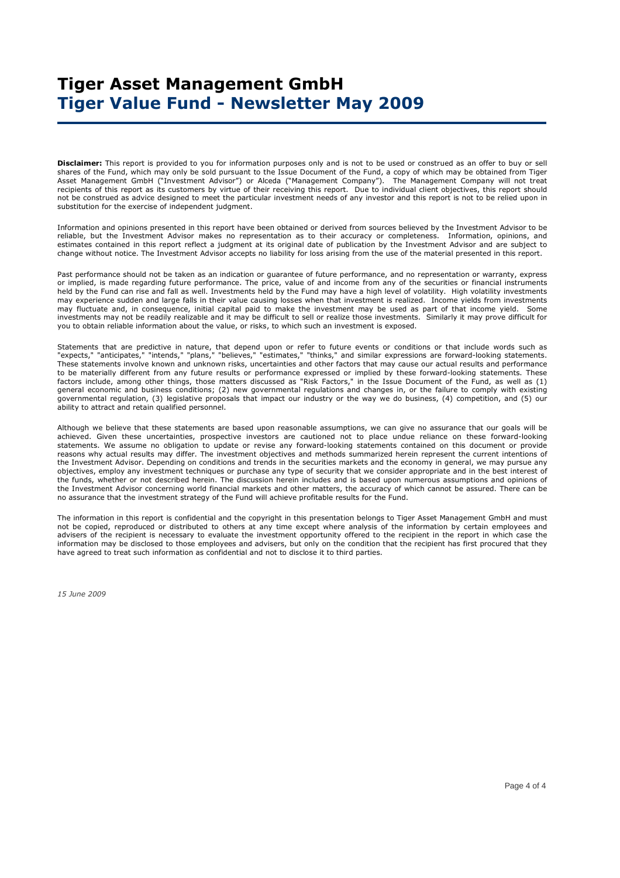# Tiger Asset Management GmbH
## Tiger Value Fund - Newsletter May 2009

**Disclaimer:** This report is provided to you for information purposes only and is not to be used or construed as an offer to buy or sell shares of the Fund, which may only be sold pursuant to the Issue Document of the Fund, a copy of which may be obtained from Tiger Asset Management GmbH ("Investment Advisor") or Alceda ("Management Company"). The Management Company will not treat recipients of this report as its customers by virtue of their receiving this report. Due to individual client objectives, this report should not be construed as advice designed to meet the particular investment needs of any investor and this report is not to be relied upon in substitution for the exercise of independent judgment.

Information and opinions presented in this report have been obtained or derived from sources believed by the Investment Advisor to be reliable, but the Investment Advisor makes no representation as to their accuracy or completeness. Information, opinions, and estimates contained in this report reflect a judgment at its original date of publication by the Investment Advisor and are subject to change without notice. The Investment Advisor accepts no liability for loss arising from the use of the material presented in this report.

Past performance should not be taken as an indication or guarantee of future performance, and no representation or warranty, express or implied, is made regarding future performance. The price, value of and income from any of the securities or financial instruments held by the Fund can rise and fall as well. Investments held by the Fund may have a high level of volatility. High volatility investments may experience sudden and large falls in their value causing losses when that investment is realized. Income yields from investments may fluctuate and, in consequence, initial capital paid to make the investment may be used as part of that income yield. Some investments may not be readily realizable and it may be difficult to sell or realize those investments. Similarly it may prove difficult for you to obtain reliable information about the value, or risks, to which such an investment is exposed.

Statements that are predictive in nature, that depend upon or refer to future events or conditions or that include words such as "expects," "anticipates," "intends," "plans," "believes," "estimates," "thinks," and similar expressions are forward-looking statements. These statements involve known and unknown risks, uncertainties and other factors that may cause our actual results and performance to be materially different from any future results or performance expressed or implied by these forward-looking statements. These factors include, among other things, those matters discussed as "Risk Factors," in the Issue Document of the Fund, as well as (1) general economic and business conditions; (2) new governmental regulations and changes in, or the failure to comply with existing governmental regulation, (3) legislative proposals that impact our industry or the way we do business, (4) competition, and (5) our ability to attract and retain qualified personnel.

Although we believe that these statements are based upon reasonable assumptions, we can give no assurance that our goals will be achieved. Given these uncertainties, prospective investors are cautioned not to place undue reliance on these forward-looking statements. We assume no obligation to update or revise any forward-looking statements contained on this document or provide reasons why actual results may differ. The investment objectives and methods summarized herein represent the current intentions of the Investment Advisor. Depending on conditions and trends in the securities markets and the economy in general, we may pursue any objectives, employ any investment techniques or purchase any type of security that we consider appropriate and in the best interest of the funds, whether or not described herein. The discussion herein includes and is based upon numerous assumptions and opinions of the Investment Advisor concerning world financial markets and other matters, the accuracy of which cannot be assured. There can be no assurance that the investment strategy of the Fund will achieve profitable results for the Fund.

The information in this report is confidential and the copyright in this presentation belongs to Tiger Asset Management GmbH and must not be copied, reproduced or distributed to others at any time except where analysis of the information by certain employees and advisers of the recipient is necessary to evaluate the investment opportunity offered to the recipient in the report in which case the information may be disclosed to those employees and advisers, but only on the condition that the recipient has first procured that they have agreed to treat such information as confidential and not to disclose it to third parties.

*15 June 2009*